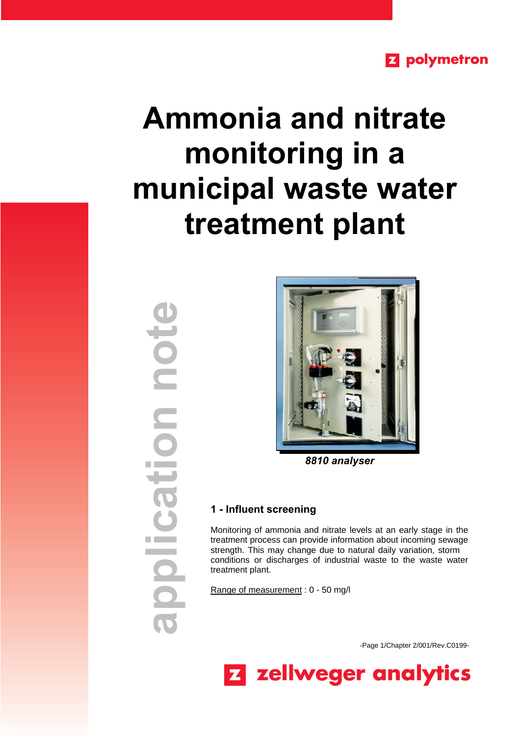polymetron

# Ammonia and nitrate monitoring in a municipal waste water treatment plant

application note

*8810 analyser*

## 1 - Influent screening

Monitoring of ammonia and nitrate levels at an early stage in the treatment process can provide information about incoming sewage strength. This may change due to natural daily variation, storm conditions or discharges of industrial waste to the waste water treatment plant.

Range of measurement : 0 - 50 mg/l

zellweger analytics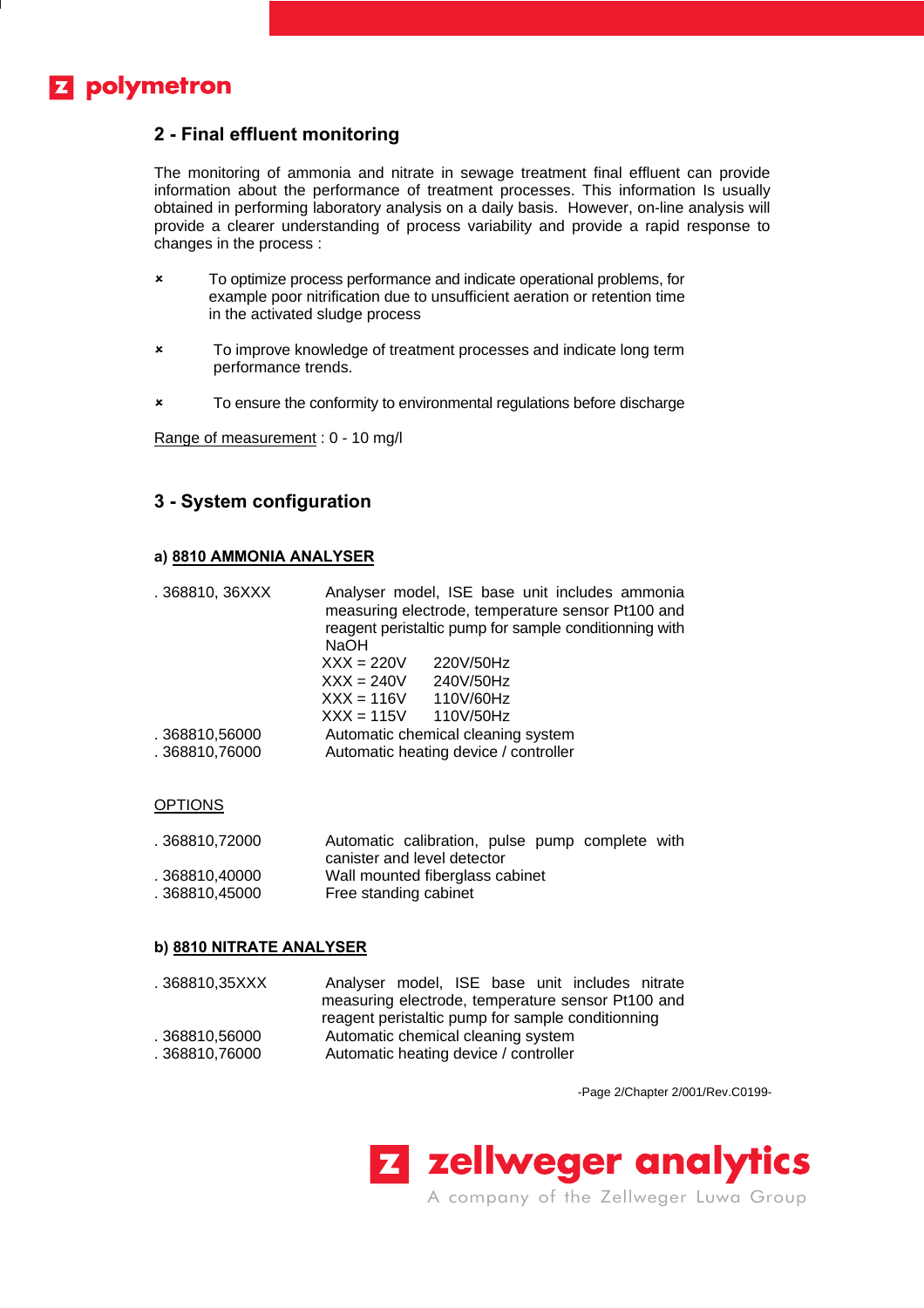## 2 - Final effluent monitoring

The monitoring of ammonia and nitrate in sewage treatment final effluent can provide information about the performance of treatment processes. This information Is usually obtained in performing laboratory analysis on a daily basis. However, on-line analysis will provide a clearer understanding of process variability and provide a rapid response to changes in the process :

- To optimize process performance and indicate operational problems, for example poor nitrification due to unsufficient aeration or retention time in the activated sludge process
- To improve knowledge of treatment processes and indicate long term performance trends.
- To ensure the conformity to environmental regulations before discharge

Range of measurement : 0 - 10 mg/l

## 3 - System configuration

### a) 8810 AMMONIA ANALYSER

| | |
|---|---|
| . 368810, 36XXX | Analyser model, ISE base unit includes ammonia measuring electrode, temperature sensor Pt100 and reagent peristaltic pump for sample conditionning with NaOH<br>XXX = 220V 220V/50Hz<br>XXX = 240V 240V/50Hz<br>XXX = 116V 110V/60Hz<br>XXX = 115V 110V/50Hz |
| . 368810,56000 | Automatic chemical cleaning system |
| . 368810,76000 | Automatic heating device / controller |

OPTIONS

| | |
|---|---|
| . 368810,72000 | Automatic calibration, pulse pump complete with canister and level detector |
| . 368810,40000 | Wall mounted fiberglass cabinet |
| . 368810,45000 | Free standing cabinet |

### b) 8810 NITRATE ANALYSER

| | |
|---|---|
| . 368810,35XXX | Analyser model, ISE base unit includes nitrate measuring electrode, temperature sensor Pt100 and reagent peristaltic pump for sample conditionning |
| . 368810,56000 | Automatic chemical cleaning system |
| . 368810,76000 | Automatic heating device / controller |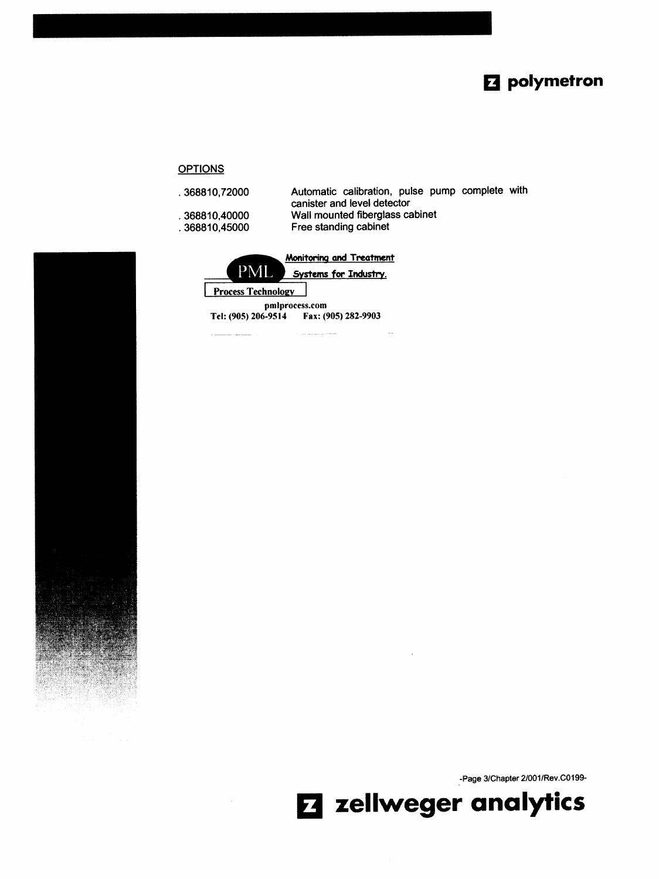polymetron

OPTIONS

| | |
|---|---|
| . 368810,72000 | Automatic calibration, pulse pump complete with canister and level detector |
| . 368810,40000 | Wall mounted fiberglass cabinet |
| . 368810,45000 | Free standing cabinet |

PML

Monitoring and Treatment Systems for Industry.

Process Technology

pmlprocess.com

Tel: (905) 206-9514 Fax: (905) 282-9903

zellweger analytics